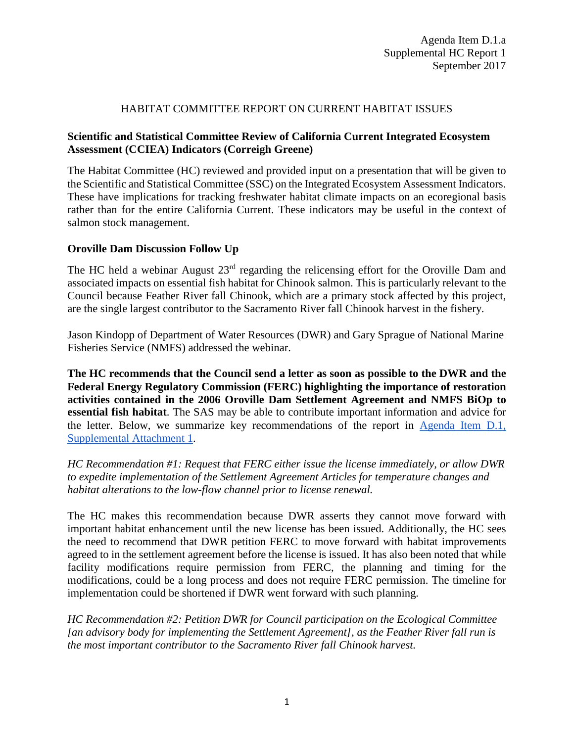Agenda Item D.1.a
Supplemental HC Report 1
September 2017

# HABITAT COMMITTEE REPORT ON CURRENT HABITAT ISSUES

## Scientific and Statistical Committee Review of California Current Integrated Ecosystem Assessment (CCIEA) Indicators (Correigh Greene)

The Habitat Committee (HC) reviewed and provided input on a presentation that will be given to the Scientific and Statistical Committee (SSC) on the Integrated Ecosystem Assessment Indicators. These have implications for tracking freshwater habitat climate impacts on an ecoregional basis rather than for the entire California Current. These indicators may be useful in the context of salmon stock management.

## Oroville Dam Discussion Follow Up

The HC held a webinar August 23rd regarding the relicensing effort for the Oroville Dam and associated impacts on essential fish habitat for Chinook salmon. This is particularly relevant to the Council because Feather River fall Chinook, which are a primary stock affected by this project, are the single largest contributor to the Sacramento River fall Chinook harvest in the fishery.

Jason Kindopp of Department of Water Resources (DWR) and Gary Sprague of National Marine Fisheries Service (NMFS) addressed the webinar.

**The HC recommends that the Council send a letter as soon as possible to the DWR and the Federal Energy Regulatory Commission (FERC) highlighting the importance of restoration activities contained in the 2006 Oroville Dam Settlement Agreement and NMFS BiOp to essential fish habitat**. The SAS may be able to contribute important information and advice for the letter. Below, we summarize key recommendations of the report in Agenda Item D.1, Supplemental Attachment 1.

*HC Recommendation #1: Request that FERC either issue the license immediately, or allow DWR to expedite implementation of the Settlement Agreement Articles for temperature changes and habitat alterations to the low-flow channel prior to license renewal.*

The HC makes this recommendation because DWR asserts they cannot move forward with important habitat enhancement until the new license has been issued. Additionally, the HC sees the need to recommend that DWR petition FERC to move forward with habitat improvements agreed to in the settlement agreement before the license is issued. It has also been noted that while facility modifications require permission from FERC, the planning and timing for the modifications, could be a long process and does not require FERC permission. The timeline for implementation could be shortened if DWR went forward with such planning.

*HC Recommendation #2: Petition DWR for Council participation on the Ecological Committee [an advisory body for implementing the Settlement Agreement], as the Feather River fall run is the most important contributor to the Sacramento River fall Chinook harvest.*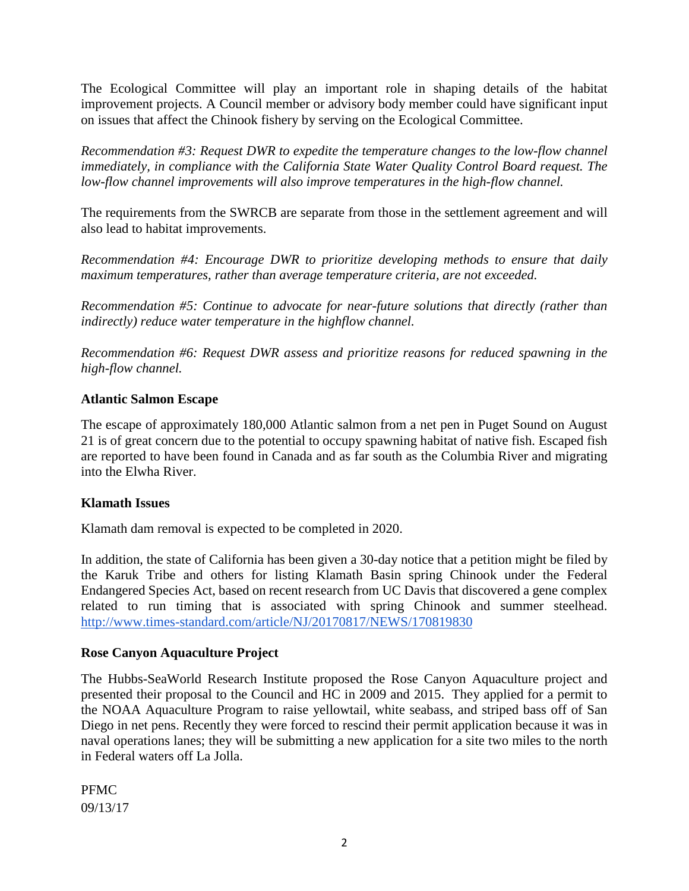The Ecological Committee will play an important role in shaping details of the habitat improvement projects. A Council member or advisory body member could have significant input on issues that affect the Chinook fishery by serving on the Ecological Committee.

*Recommendation #3: Request DWR to expedite the temperature changes to the low-flow channel immediately, in compliance with the California State Water Quality Control Board request. The low-flow channel improvements will also improve temperatures in the high-flow channel.*

The requirements from the SWRCB are separate from those in the settlement agreement and will also lead to habitat improvements.

*Recommendation #4: Encourage DWR to prioritize developing methods to ensure that daily maximum temperatures, rather than average temperature criteria, are not exceeded.*

*Recommendation #5: Continue to advocate for near-future solutions that directly (rather than indirectly) reduce water temperature in the highflow channel.*

*Recommendation #6: Request DWR assess and prioritize reasons for reduced spawning in the high-flow channel.*

**Atlantic Salmon Escape**

The escape of approximately 180,000 Atlantic salmon from a net pen in Puget Sound on August 21 is of great concern due to the potential to occupy spawning habitat of native fish. Escaped fish are reported to have been found in Canada and as far south as the Columbia River and migrating into the Elwha River.

**Klamath Issues**

Klamath dam removal is expected to be completed in 2020.

In addition, the state of California has been given a 30-day notice that a petition might be filed by the Karuk Tribe and others for listing Klamath Basin spring Chinook under the Federal Endangered Species Act, based on recent research from UC Davis that discovered a gene complex related to run timing that is associated with spring Chinook and summer steelhead. http://www.times-standard.com/article/NJ/20170817/NEWS/170819830

**Rose Canyon Aquaculture Project**

The Hubbs-SeaWorld Research Institute proposed the Rose Canyon Aquaculture project and presented their proposal to the Council and HC in 2009 and 2015. They applied for a permit to the NOAA Aquaculture Program to raise yellowtail, white seabass, and striped bass off of San Diego in net pens. Recently they were forced to rescind their permit application because it was in naval operations lanes; they will be submitting a new application for a site two miles to the north in Federal waters off La Jolla.

PFMC
09/13/17